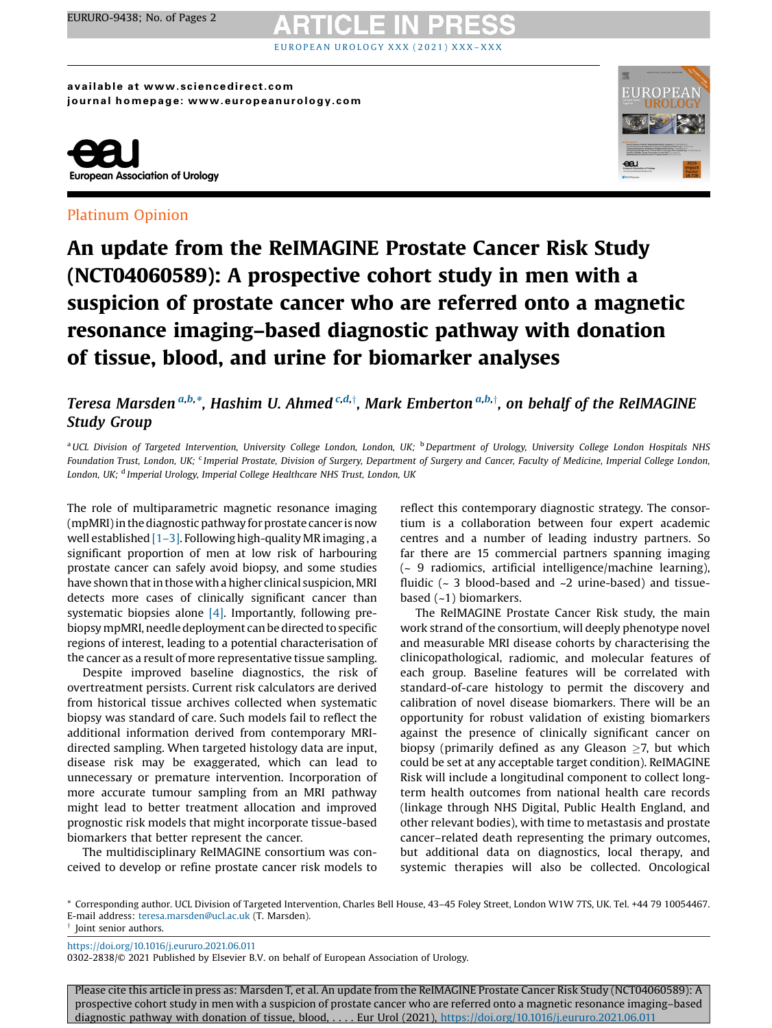available at www.sciencedirect.com
journal homepage: www.europeanurology.com

European Association of Urology

Platinum Opinion

# An update from the ReIMAGINE Prostate Cancer Risk Study (NCT04060589): A prospective cohort study in men with a suspicion of prostate cancer who are referred onto a magnetic resonance imaging–based diagnostic pathway with donation of tissue, blood, and urine for biomarker analyses

*Teresa Marsden [a,b,*], Hashim U. Ahmed [c,d,†], Mark Emberton [a,b,†], on behalf of the ReIMAGINE Study Group*

[a] UCL Division of Targeted Intervention, University College London, London, UK; [b] Department of Urology, University College London Hospitals NHS Foundation Trust, London, UK; [c] Imperial Prostate, Division of Surgery, Department of Surgery and Cancer, Faculty of Medicine, Imperial College London, London, UK; [d] Imperial Urology, Imperial College Healthcare NHS Trust, London, UK

The role of multiparametric magnetic resonance imaging (mpMRI) in the diagnostic pathway for prostate cancer is now well established [1–3]. Following high-quality MR imaging , a significant proportion of men at low risk of harbouring prostate cancer can safely avoid biopsy, and some studies have shown that in those with a higher clinical suspicion, MRI detects more cases of clinically significant cancer than systematic biopsies alone [4]. Importantly, following pre-biopsy mpMRI, needle deployment can be directed to specific regions of interest, leading to a potential characterisation of the cancer as a result of more representative tissue sampling.

Despite improved baseline diagnostics, the risk of overtreatment persists. Current risk calculators are derived from historical tissue archives collected when systematic biopsy was standard of care. Such models fail to reflect the additional information derived from contemporary MRI-directed sampling. When targeted histology data are input, disease risk may be exaggerated, which can lead to unnecessary or premature intervention. Incorporation of more accurate tumour sampling from an MRI pathway might lead to better treatment allocation and improved prognostic risk models that might incorporate tissue-based biomarkers that better represent the cancer.

The multidisciplinary ReIMAGINE consortium was conceived to develop or refine prostate cancer risk models to reflect this contemporary diagnostic strategy. The consortium is a collaboration between four expert academic centres and a number of leading industry partners. So far there are 15 commercial partners spanning imaging (~ 9 radiomics, artificial intelligence/machine learning), fluidic (~ 3 blood-based and ~2 urine-based) and tissue-based (~1) biomarkers.

The ReIMAGINE Prostate Cancer Risk study, the main work strand of the consortium, will deeply phenotype novel and measurable MRI disease cohorts by characterising the clinicopathological, radiomic, and molecular features of each group. Baseline features will be correlated with standard-of-care histology to permit the discovery and calibration of novel disease biomarkers. There will be an opportunity for robust validation of existing biomarkers against the presence of clinically significant cancer on biopsy (primarily defined as any Gleason ≥7, but which could be set at any acceptable target condition). ReIMAGINE Risk will include a longitudinal component to collect long-term health outcomes from national health care records (linkage through NHS Digital, Public Health England, and other relevant bodies), with time to metastasis and prostate cancer–related death representing the primary outcomes, but additional data on diagnostics, local therapy, and systemic therapies will also be collected. Oncological

* Corresponding author. UCL Division of Targeted Intervention, Charles Bell House, 43–45 Foley Street, London W1W 7TS, UK. Tel. +44 79 10054467.
E-mail address: teresa.marsden@ucl.ac.uk (T. Marsden).
† Joint senior authors.

https://doi.org/10.1016/j.eururo.2021.06.011
0302-2838/© 2021 Published by Elsevier B.V. on behalf of European Association of Urology.

Please cite this article in press as: Marsden T, et al. An update from the ReIMAGINE Prostate Cancer Risk Study (NCT04060589): A prospective cohort study in men with a suspicion of prostate cancer who are referred onto a magnetic resonance imaging–based diagnostic pathway with donation of tissue, blood, . . . . Eur Urol (2021), https://doi.org/10.1016/j.eururo.2021.06.011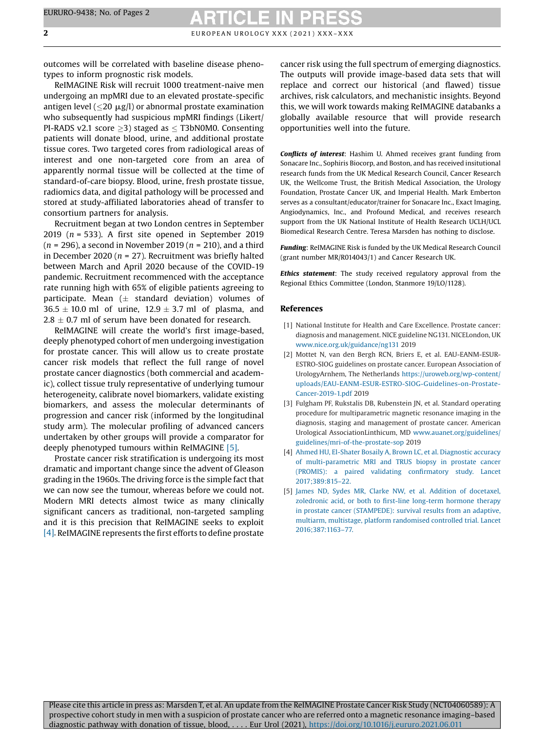outcomes will be correlated with baseline disease phenotypes to inform prognostic risk models.

ReIMAGINE Risk will recruit 1000 treatment-naive men undergoing an mpMRI due to an elevated prostate-specific antigen level ($\leq$20 $\mu$g/l) or abnormal prostate examination who subsequently had suspicious mpMRI findings (Likert/PI-RADS v2.1 score $\geq$3) staged as $\leq$ T3bN0M0. Consenting patients will donate blood, urine, and additional prostate tissue cores. Two targeted cores from radiological areas of interest and one non-targeted core from an area of apparently normal tissue will be collected at the time of standard-of-care biopsy. Blood, urine, fresh prostate tissue, radiomics data, and digital pathology will be processed and stored at study-affiliated laboratories ahead of transfer to consortium partners for analysis.

Recruitment began at two London centres in September 2019 (*n* = 533). A first site opened in September 2019 (*n* = 296), a second in November 2019 (*n* = 210), and a third in December 2020 (*n* = 27). Recruitment was briefly halted between March and April 2020 because of the COVID-19 pandemic. Recruitment recommenced with the acceptance rate running high with 65% of eligible patients agreeing to participate. Mean ($\pm$ standard deviation) volumes of 36.5 $\pm$ 10.0 ml of urine, 12.9 $\pm$ 3.7 ml of plasma, and 2.8 $\pm$ 0.7 ml of serum have been donated for research.

ReIMAGINE will create the world's first image-based, deeply phenotyped cohort of men undergoing investigation for prostate cancer. This will allow us to create prostate cancer risk models that reflect the full range of novel prostate cancer diagnostics (both commercial and academic), collect tissue truly representative of underlying tumour heterogeneity, calibrate novel biomarkers, validate existing biomarkers, and assess the molecular determinants of progression and cancer risk (informed by the longitudinal study arm). The molecular profiling of advanced cancers undertaken by other groups will provide a comparator for deeply phenotyped tumours within ReIMAGINE [5].

Prostate cancer risk stratification is undergoing its most dramatic and important change since the advent of Gleason grading in the 1960s. The driving force is the simple fact that we can now see the tumour, whereas before we could not. Modern MRI detects almost twice as many clinically significant cancers as traditional, non-targeted sampling and it is this precision that ReIMAGINE seeks to exploit [4]. ReIMAGINE represents the first efforts to define prostate cancer risk using the full spectrum of emerging diagnostics. The outputs will provide image-based data sets that will replace and correct our historical (and flawed) tissue archives, risk calculators, and mechanistic insights. Beyond this, we will work towards making ReIMAGINE databanks a globally available resource that will provide research opportunities well into the future.

***Conflicts of interest***: Hashim U. Ahmed receives grant funding from Sonacare Inc., Sophiris Biocorp, and Boston, and has received insitutional research funds from the UK Medical Research Council, Cancer Research UK, the Wellcome Trust, the British Medical Association, the Urology Foundation, Prostate Cancer UK, and Imperial Health. Mark Emberton serves as a consultant/educator/trainer for Sonacare Inc., Exact Imaging, Angiodynamics, Inc., and Profound Medical, and receives research support from the UK National Institute of Health Research UCLH/UCL Biomedical Research Centre. Teresa Marsden has nothing to disclose.

***Funding***: ReIMAGINE Risk is funded by the UK Medical Research Council (grant number MR/R014043/1) and Cancer Research UK.

***Ethics statement***: The study received regulatory approval from the Regional Ethics Committee (London, Stanmore 19/LO/1128).

## References

[1] National Institute for Health and Care Excellence. Prostate cancer: diagnosis and management. NICE guideline NG131. NICELondon, UK www.nice.org.uk/guidance/ng131 2019

[2] Mottet N, van den Bergh RCN, Briers E, et al. EAU-EANM-ESUR-ESTRO-SIOG guidelines on prostate cancer. European Association of UrologyArnhem, The Netherlands https://uroweb.org/wp-content/uploads/EAU-EANM-ESUR-ESTRO-SIOG-Guidelines-on-Prostate-Cancer-2019-1.pdf 2019

[3] Fulgham PF, Rukstalis DB, Rubenstein JN, et al. Standard operating procedure for multiparametric magnetic resonance imaging in the diagnosis, staging and management of prostate cancer. American Urological AssociationLinthicum, MD www.auanet.org/guidelines/guidelines/mri-of-the-prostate-sop 2019

[4] Ahmed HU, El-Shater Bosaily A, Brown LC, et al. Diagnostic accuracy of multi-parametric MRI and TRUS biopsy in prostate cancer (PROMIS): a paired validating confirmatory study. Lancet 2017;389:815–22.

[5] James ND, Sydes MR, Clarke NW, et al. Addition of docetaxel, zoledronic acid, or both to first-line long-term hormone therapy in prostate cancer (STAMPEDE): survival results from an adaptive, multiarm, multistage, platform randomised controlled trial. Lancet 2016;387:1163–77.